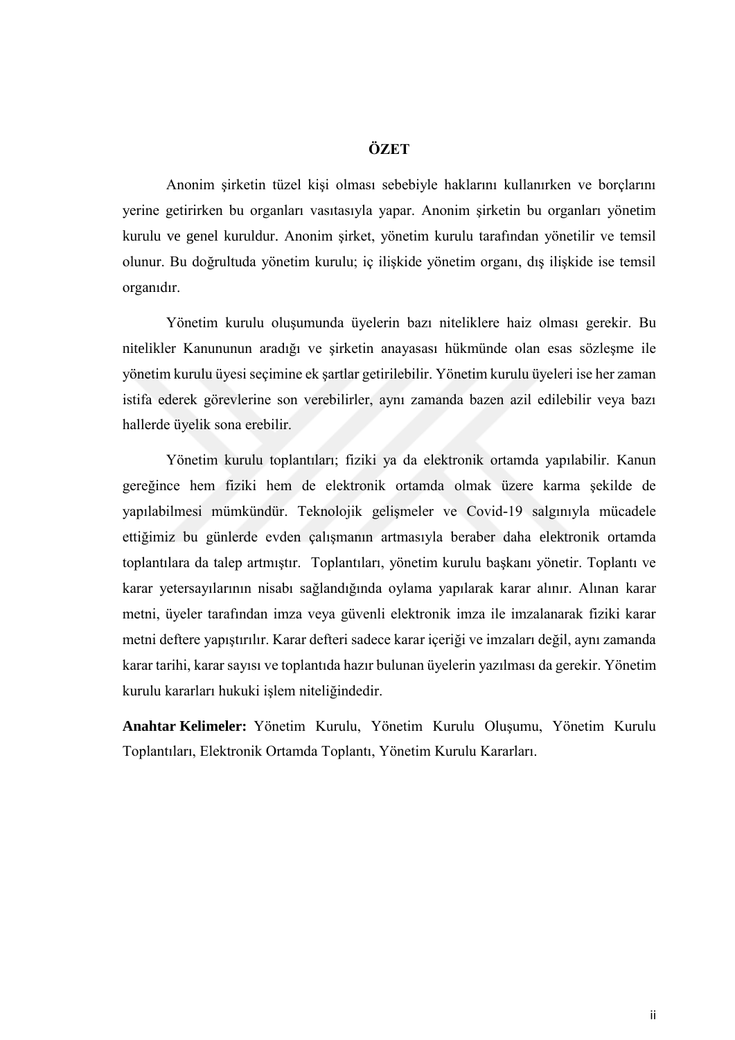# ÖZET

Anonim şirketin tüzel kişi olması sebebiyle haklarını kullanırken ve borçlarını yerine getirirken bu organları vasıtasıyla yapar. Anonim şirketin bu organları yönetim kurulu ve genel kuruldur. Anonim şirket, yönetim kurulu tarafından yönetilir ve temsil olunur. Bu doğrultuda yönetim kurulu; iç ilişkide yönetim organı, dış ilişkide ise temsil organıdır.

Yönetim kurulu oluşumunda üyelerin bazı niteliklere haiz olması gerekir. Bu nitelikler Kanununun aradığı ve şirketin anayasası hükmünde olan esas sözleşme ile yönetim kurulu üyesi seçimine ek şartlar getirilebilir. Yönetim kurulu üyeleri ise her zaman istifa ederek görevlerine son verebilirler, aynı zamanda bazen azil edilebilir veya bazı hallerde üyelik sona erebilir.

Yönetim kurulu toplantıları; fiziki ya da elektronik ortamda yapılabilir. Kanun gereğince hem fiziki hem de elektronik ortamda olmak üzere karma şekilde de yapılabilmesi mümkündür. Teknolojik gelişmeler ve Covid-19 salgınıyla mücadele ettiğimiz bu günlerde evden çalışmanın artmasıyla beraber daha elektronik ortamda toplantılara da talep artmıştır. Toplantıları, yönetim kurulu başkanı yönetir. Toplantı ve karar yetersayılarının nisabı sağlandığında oylama yapılarak karar alınır. Alınan karar metni, üyeler tarafından imza veya güvenli elektronik imza ile imzalanarak fiziki karar metni deftere yapıştırılır. Karar defteri sadece karar içeriği ve imzaları değil, aynı zamanda karar tarihi, karar sayısı ve toplantıda hazır bulunan üyelerin yazılması da gerekir. Yönetim kurulu kararları hukuki işlem niteliğindedir.

**Anahtar Kelimeler:** Yönetim Kurulu, Yönetim Kurulu Oluşumu, Yönetim Kurulu Toplantıları, Elektronik Ortamda Toplantı, Yönetim Kurulu Kararları.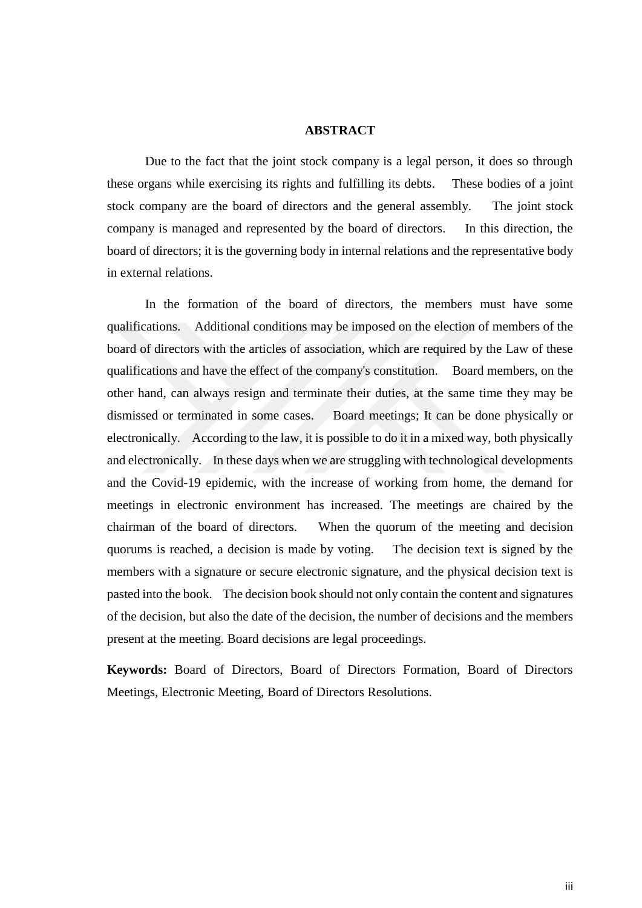# ABSTRACT

Due to the fact that the joint stock company is a legal person, it does so through these organs while exercising its rights and fulfilling its debts. These bodies of a joint stock company are the board of directors and the general assembly. The joint stock company is managed and represented by the board of directors. In this direction, the board of directors; it is the governing body in internal relations and the representative body in external relations.

In the formation of the board of directors, the members must have some qualifications. Additional conditions may be imposed on the election of members of the board of directors with the articles of association, which are required by the Law of these qualifications and have the effect of the company's constitution. Board members, on the other hand, can always resign and terminate their duties, at the same time they may be dismissed or terminated in some cases. Board meetings; It can be done physically or electronically. According to the law, it is possible to do it in a mixed way, both physically and electronically. In these days when we are struggling with technological developments and the Covid-19 epidemic, with the increase of working from home, the demand for meetings in electronic environment has increased. The meetings are chaired by the chairman of the board of directors. When the quorum of the meeting and decision quorums is reached, a decision is made by voting. The decision text is signed by the members with a signature or secure electronic signature, and the physical decision text is pasted into the book. The decision book should not only contain the content and signatures of the decision, but also the date of the decision, the number of decisions and the members present at the meeting. Board decisions are legal proceedings.

**Keywords:** Board of Directors, Board of Directors Formation, Board of Directors Meetings, Electronic Meeting, Board of Directors Resolutions.